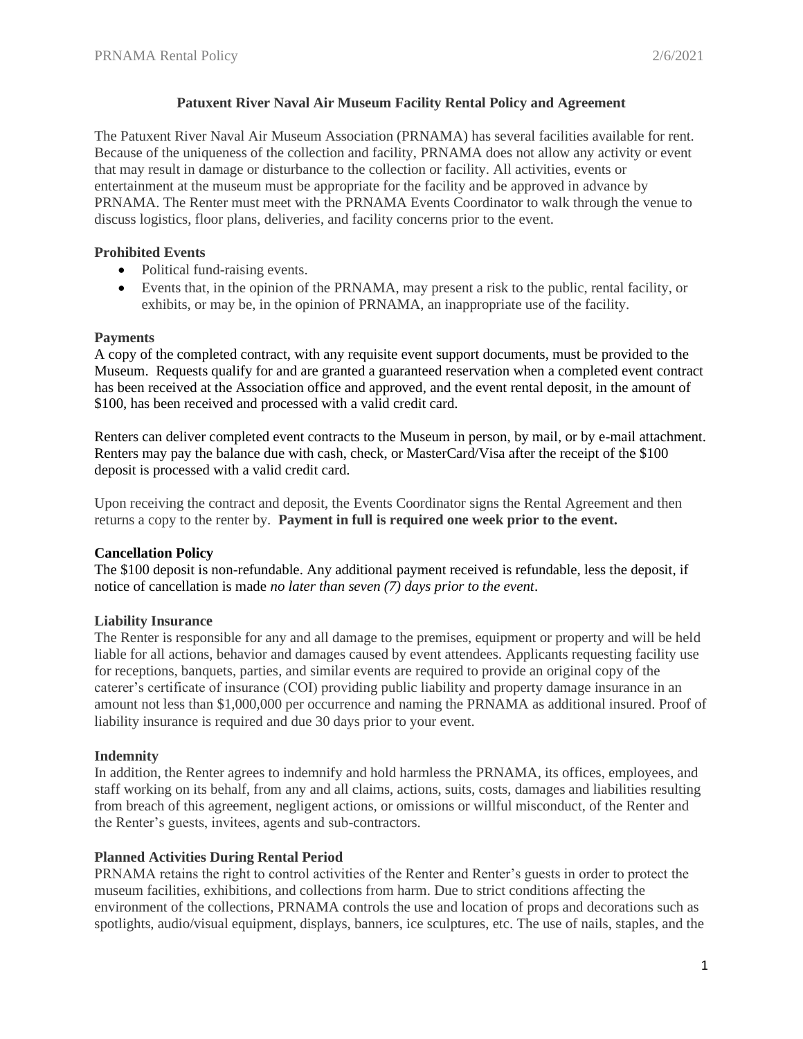# Patuxent River Naval Air Museum Facility Rental Policy and Agreement

The Patuxent River Naval Air Museum Association (PRNAMA) has several facilities available for rent. Because of the uniqueness of the collection and facility, PRNAMA does not allow any activity or event that may result in damage or disturbance to the collection or facility. All activities, events or entertainment at the museum must be appropriate for the facility and be approved in advance by PRNAMA. The Renter must meet with the PRNAMA Events Coordinator to walk through the venue to discuss logistics, floor plans, deliveries, and facility concerns prior to the event.

## Prohibited Events

- Political fund-raising events.
- Events that, in the opinion of the PRNAMA, may present a risk to the public, rental facility, or exhibits, or may be, in the opinion of PRNAMA, an inappropriate use of the facility.

## Payments

A copy of the completed contract, with any requisite event support documents, must be provided to the Museum. Requests qualify for and are granted a guaranteed reservation when a completed event contract has been received at the Association office and approved, and the event rental deposit, in the amount of $100, has been received and processed with a valid credit card.

Renters can deliver completed event contracts to the Museum in person, by mail, or by e-mail attachment. Renters may pay the balance due with cash, check, or MasterCard/Visa after the receipt of the $100 deposit is processed with a valid credit card.

Upon receiving the contract and deposit, the Events Coordinator signs the Rental Agreement and then returns a copy to the renter by. **Payment in full is required one week prior to the event.**

## Cancellation Policy

The $100 deposit is non-refundable. Any additional payment received is refundable, less the deposit, if notice of cancellation is made *no later than seven (7) days prior to the event*.

## Liability Insurance

The Renter is responsible for any and all damage to the premises, equipment or property and will be held liable for all actions, behavior and damages caused by event attendees. Applicants requesting facility use for receptions, banquets, parties, and similar events are required to provide an original copy of the caterer's certificate of insurance (COI) providing public liability and property damage insurance in an amount not less than $1,000,000 per occurrence and naming the PRNAMA as additional insured. Proof of liability insurance is required and due 30 days prior to your event.

## Indemnity

In addition, the Renter agrees to indemnify and hold harmless the PRNAMA, its offices, employees, and staff working on its behalf, from any and all claims, actions, suits, costs, damages and liabilities resulting from breach of this agreement, negligent actions, or omissions or willful misconduct, of the Renter and the Renter's guests, invitees, agents and sub-contractors.

## Planned Activities During Rental Period

PRNAMA retains the right to control activities of the Renter and Renter's guests in order to protect the museum facilities, exhibitions, and collections from harm. Due to strict conditions affecting the environment of the collections, PRNAMA controls the use and location of props and decorations such as spotlights, audio/visual equipment, displays, banners, ice sculptures, etc. The use of nails, staples, and the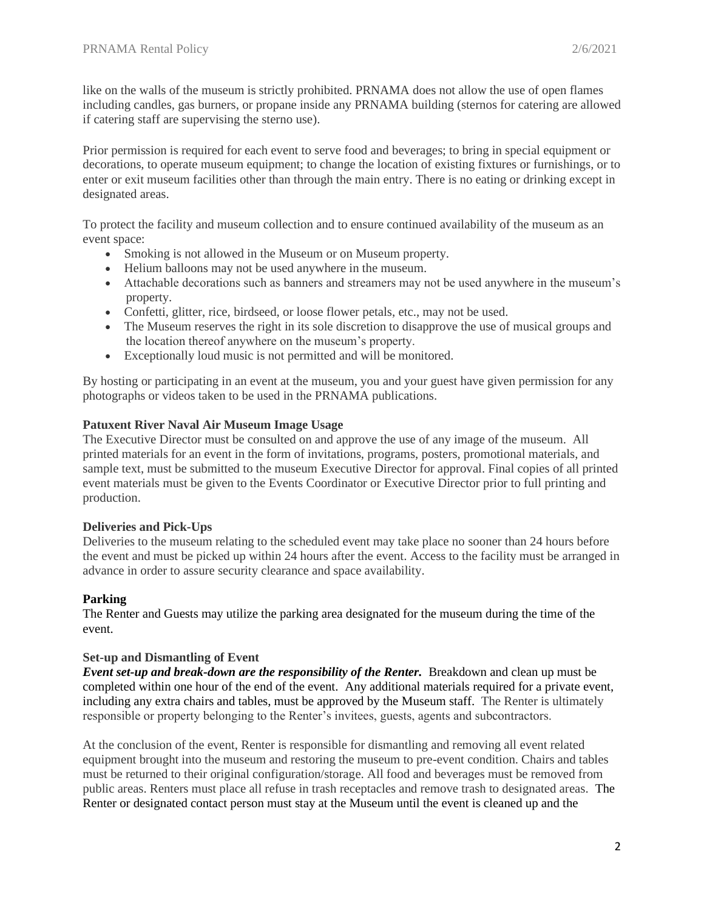like on the walls of the museum is strictly prohibited. PRNAMA does not allow the use of open flames including candles, gas burners, or propane inside any PRNAMA building (sternos for catering are allowed if catering staff are supervising the sterno use).

Prior permission is required for each event to serve food and beverages; to bring in special equipment or decorations, to operate museum equipment; to change the location of existing fixtures or furnishings, or to enter or exit museum facilities other than through the main entry. There is no eating or drinking except in designated areas.

To protect the facility and museum collection and to ensure continued availability of the museum as an event space:

- Smoking is not allowed in the Museum or on Museum property.
- Helium balloons may not be used anywhere in the museum.
- Attachable decorations such as banners and streamers may not be used anywhere in the museum's property.
- Confetti, glitter, rice, birdseed, or loose flower petals, etc., may not be used.
- The Museum reserves the right in its sole discretion to disapprove the use of musical groups and the location thereof anywhere on the museum's property.
- Exceptionally loud music is not permitted and will be monitored.

By hosting or participating in an event at the museum, you and your guest have given permission for any photographs or videos taken to be used in the PRNAMA publications.

**Patuxent River Naval Air Museum Image Usage**

The Executive Director must be consulted on and approve the use of any image of the museum. All printed materials for an event in the form of invitations, programs, posters, promotional materials, and sample text, must be submitted to the museum Executive Director for approval. Final copies of all printed event materials must be given to the Events Coordinator or Executive Director prior to full printing and production.

**Deliveries and Pick-Ups**

Deliveries to the museum relating to the scheduled event may take place no sooner than 24 hours before the event and must be picked up within 24 hours after the event. Access to the facility must be arranged in advance in order to assure security clearance and space availability.

**Parking**

The Renter and Guests may utilize the parking area designated for the museum during the time of the event.

**Set-up and Dismantling of Event**

***Event set-up and break-down are the responsibility of the Renter.*** Breakdown and clean up must be completed within one hour of the end of the event. Any additional materials required for a private event, including any extra chairs and tables, must be approved by the Museum staff. The Renter is ultimately responsible or property belonging to the Renter's invitees, guests, agents and subcontractors.

At the conclusion of the event, Renter is responsible for dismantling and removing all event related equipment brought into the museum and restoring the museum to pre-event condition. Chairs and tables must be returned to their original configuration/storage. All food and beverages must be removed from public areas. Renters must place all refuse in trash receptacles and remove trash to designated areas. The Renter or designated contact person must stay at the Museum until the event is cleaned up and the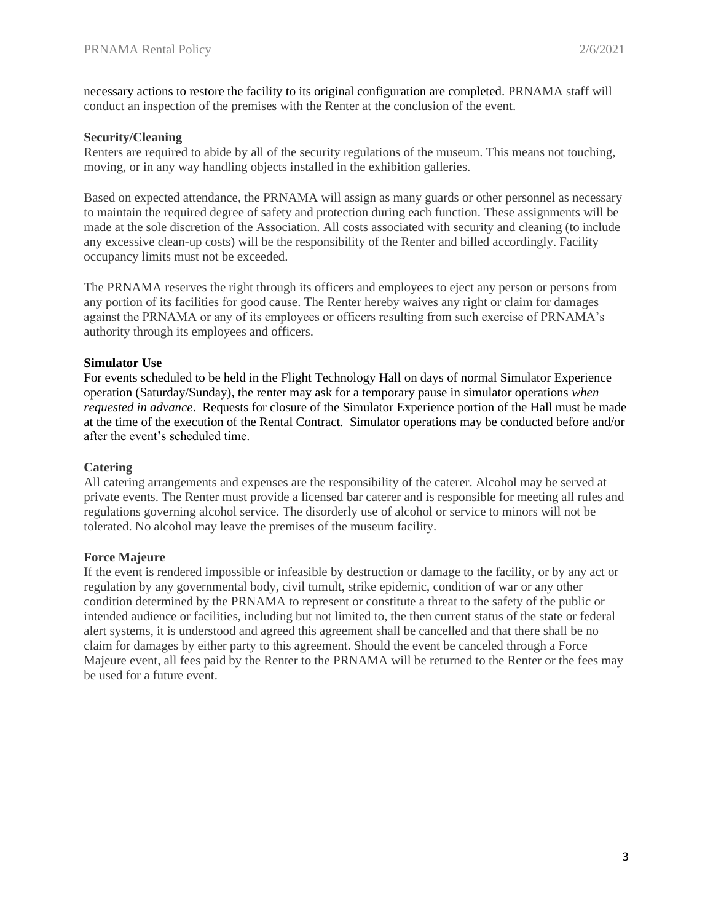necessary actions to restore the facility to its original configuration are completed. PRNAMA staff will conduct an inspection of the premises with the Renter at the conclusion of the event.

**Security/Cleaning**

Renters are required to abide by all of the security regulations of the museum. This means not touching, moving, or in any way handling objects installed in the exhibition galleries.

Based on expected attendance, the PRNAMA will assign as many guards or other personnel as necessary to maintain the required degree of safety and protection during each function. These assignments will be made at the sole discretion of the Association. All costs associated with security and cleaning (to include any excessive clean-up costs) will be the responsibility of the Renter and billed accordingly. Facility occupancy limits must not be exceeded.

The PRNAMA reserves the right through its officers and employees to eject any person or persons from any portion of its facilities for good cause. The Renter hereby waives any right or claim for damages against the PRNAMA or any of its employees or officers resulting from such exercise of PRNAMA's authority through its employees and officers.

**Simulator Use**

For events scheduled to be held in the Flight Technology Hall on days of normal Simulator Experience operation (Saturday/Sunday), the renter may ask for a temporary pause in simulator operations *when requested in advance*. Requests for closure of the Simulator Experience portion of the Hall must be made at the time of the execution of the Rental Contract. Simulator operations may be conducted before and/or after the event's scheduled time.

**Catering**

All catering arrangements and expenses are the responsibility of the caterer. Alcohol may be served at private events. The Renter must provide a licensed bar caterer and is responsible for meeting all rules and regulations governing alcohol service. The disorderly use of alcohol or service to minors will not be tolerated. No alcohol may leave the premises of the museum facility.

**Force Majeure**

If the event is rendered impossible or infeasible by destruction or damage to the facility, or by any act or regulation by any governmental body, civil tumult, strike epidemic, condition of war or any other condition determined by the PRNAMA to represent or constitute a threat to the safety of the public or intended audience or facilities, including but not limited to, the then current status of the state or federal alert systems, it is understood and agreed this agreement shall be cancelled and that there shall be no claim for damages by either party to this agreement. Should the event be canceled through a Force Majeure event, all fees paid by the Renter to the PRNAMA will be returned to the Renter or the fees may be used for a future event.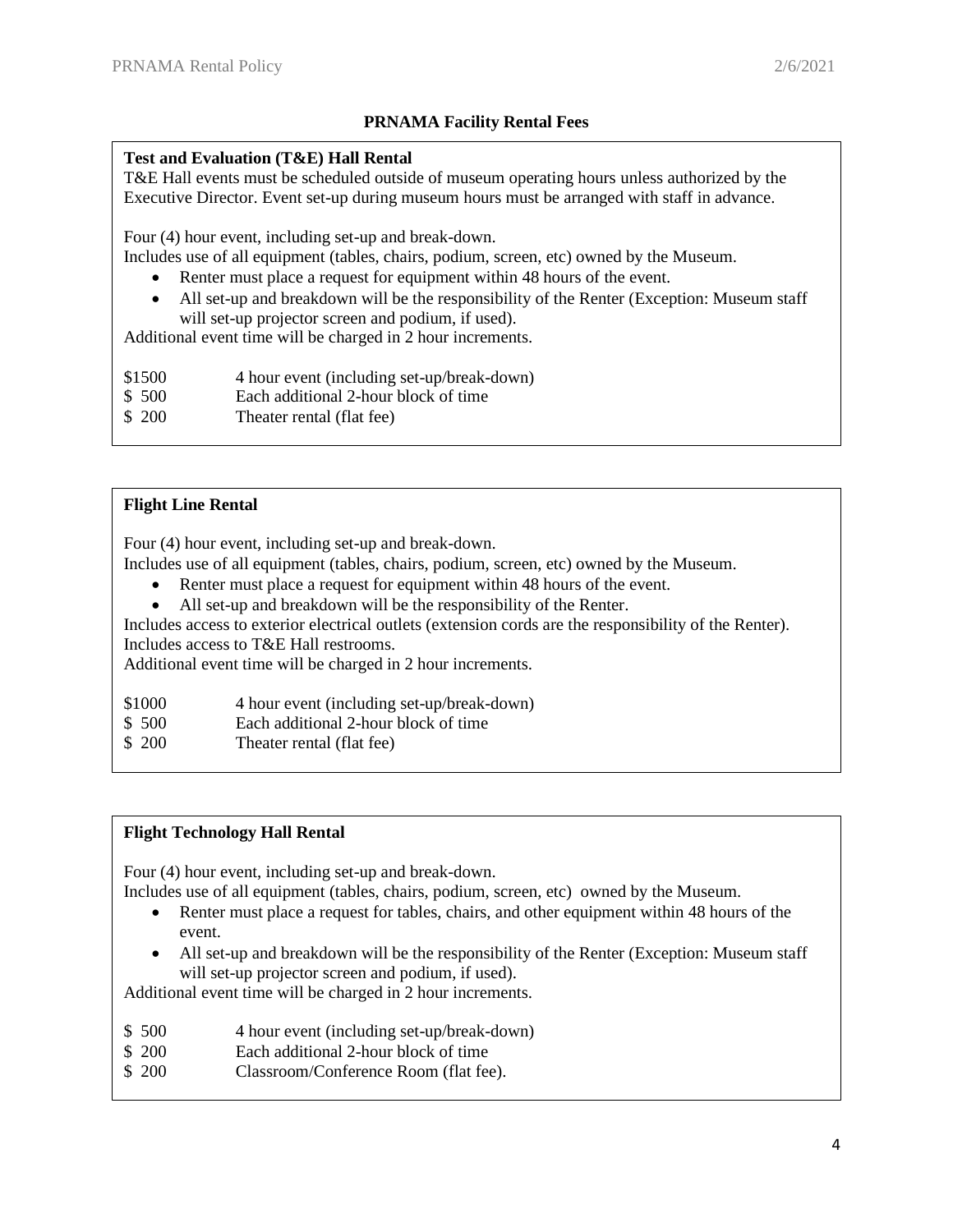## PRNAMA Facility Rental Fees

### Test and Evaluation (T&E) Hall Rental

T&E Hall events must be scheduled outside of museum operating hours unless authorized by the Executive Director. Event set-up during museum hours must be arranged with staff in advance.

Four (4) hour event, including set-up and break-down.
Includes use of all equipment (tables, chairs, podium, screen, etc) owned by the Museum.

- Renter must place a request for equipment within 48 hours of the event.
- All set-up and breakdown will be the responsibility of the Renter (Exception: Museum staff will set-up projector screen and podium, if used).

Additional event time will be charged in 2 hour increments.

| | |
|---|---|
| $1500 | 4 hour event (including set-up/break-down) |
| $ 500 | Each additional 2-hour block of time |
| $ 200 | Theater rental (flat fee) |

### Flight Line Rental

Four (4) hour event, including set-up and break-down.
Includes use of all equipment (tables, chairs, podium, screen, etc) owned by the Museum.

- Renter must place a request for equipment within 48 hours of the event.
- All set-up and breakdown will be the responsibility of the Renter.

Includes access to exterior electrical outlets (extension cords are the responsibility of the Renter).
Includes access to T&E Hall restrooms.
Additional event time will be charged in 2 hour increments.

| | |
|---|---|
| $1000 | 4 hour event (including set-up/break-down) |
| $ 500 | Each additional 2-hour block of time |
| $ 200 | Theater rental (flat fee) |

### Flight Technology Hall Rental

Four (4) hour event, including set-up and break-down.
Includes use of all equipment (tables, chairs, podium, screen, etc) owned by the Museum.

- Renter must place a request for tables, chairs, and other equipment within 48 hours of the event.
- All set-up and breakdown will be the responsibility of the Renter (Exception: Museum staff will set-up projector screen and podium, if used).

Additional event time will be charged in 2 hour increments.

| | |
|---|---|
| $ 500 | 4 hour event (including set-up/break-down) |
| $ 200 | Each additional 2-hour block of time |
| $ 200 | Classroom/Conference Room (flat fee). |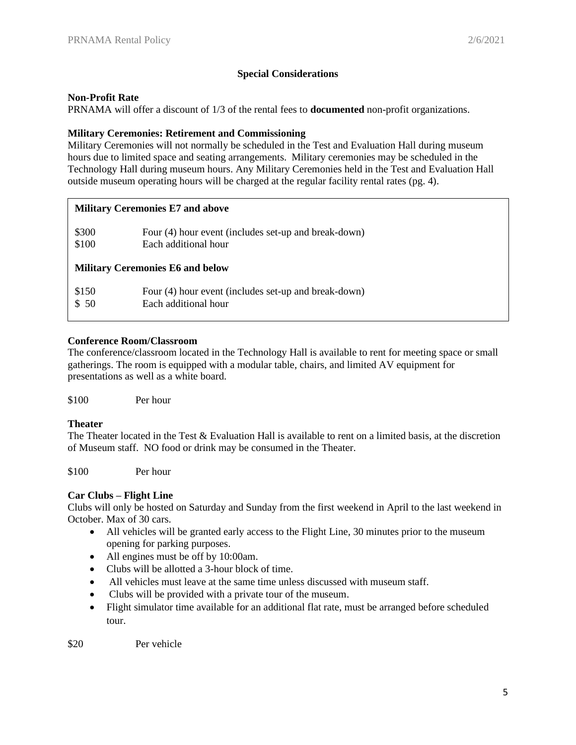## Special Considerations

**Non-Profit Rate**
PRNAMA will offer a discount of 1/3 of the rental fees to **documented** non-profit organizations.

**Military Ceremonies: Retirement and Commissioning**
Military Ceremonies will not normally be scheduled in the Test and Evaluation Hall during museum hours due to limited space and seating arrangements. Military ceremonies may be scheduled in the Technology Hall during museum hours. Any Military Ceremonies held in the Test and Evaluation Hall outside museum operating hours will be charged at the regular facility rental rates (pg. 4).

**Military Ceremonies E7 and above**

| | |
|---|---|
| $300 | Four (4) hour event (includes set-up and break-down) |
| $100 | Each additional hour |

**Military Ceremonies E6 and below**

| | |
|---|---|
| $150 | Four (4) hour event (includes set-up and break-down) |
| $ 50 | Each additional hour |

**Conference Room/Classroom**
The conference/classroom located in the Technology Hall is available to rent for meeting space or small gatherings. The room is equipped with a modular table, chairs, and limited AV equipment for presentations as well as a white board.

$100 Per hour

**Theater**
The Theater located in the Test & Evaluation Hall is available to rent on a limited basis, at the discretion of Museum staff. NO food or drink may be consumed in the Theater.

$100 Per hour

**Car Clubs – Flight Line**
Clubs will only be hosted on Saturday and Sunday from the first weekend in April to the last weekend in October. Max of 30 cars.

- All vehicles will be granted early access to the Flight Line, 30 minutes prior to the museum opening for parking purposes.
- All engines must be off by 10:00am.
- Clubs will be allotted a 3-hour block of time.
- All vehicles must leave at the same time unless discussed with museum staff.
- Clubs will be provided with a private tour of the museum.
- Flight simulator time available for an additional flat rate, must be arranged before scheduled tour.

$20 Per vehicle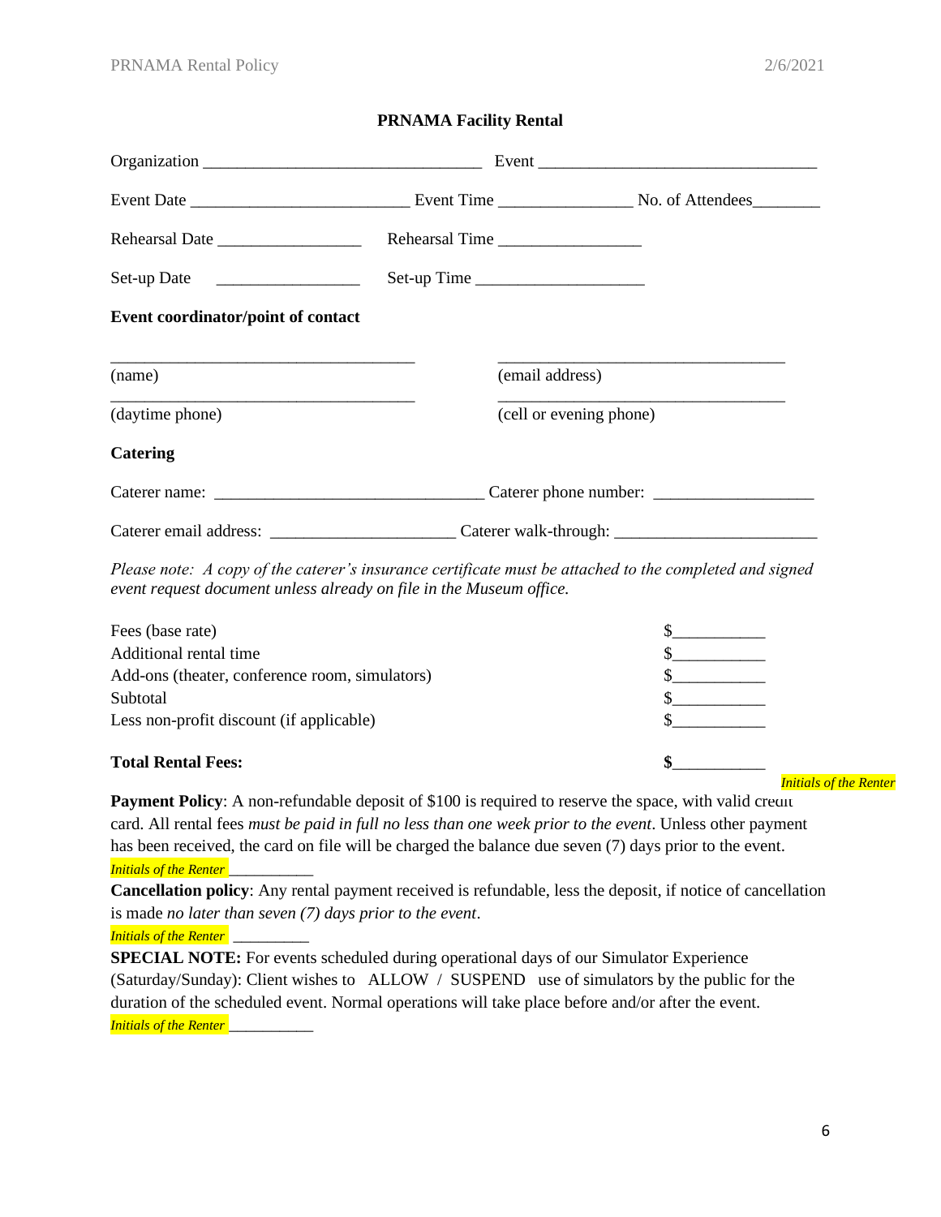## PRNAMA Facility Rental

Organization ________________________________ Event ________________________________

Event Date ________________________ Event Time _______________ No. of Attendees________

Rehearsal Date ________________ Rehearsal Time ________________

Set-up Date ________________ Set-up Time ___________________

**Event coordinator/point of contact**

___________________________________ (name)

_________________________________ (email address)

___________________________________ (daytime phone)

_________________________________ (cell or evening phone)

**Catering**

Caterer name: ______________________________ Caterer phone number: __________________

Caterer email address: _____________________ Caterer walk-through: _______________________

*Please note: A copy of the caterer's insurance certificate must be attached to the completed and signed event request document unless already on file in the Museum office.*

| | |
|---|---|
| Fees (base rate) | $__________ |
| Additional rental time | $__________ |
| Add-ons (theater, conference room, simulators) | $__________ |
| Subtotal | $__________ |
| Less non-profit discount (if applicable) | $__________ |
| **Total Rental Fees:** | **$__________** |

*Initials of the Renter*

**Payment Policy**: A non-refundable deposit of $100 is required to reserve the space, with valid credit card. All rental fees *must be paid in full no less than one week prior to the event*. Unless other payment has been received, the card on file will be charged the balance due seven (7) days prior to the event.

*Initials of the Renter* __________

**Cancellation policy**: Any rental payment received is refundable, less the deposit, if notice of cancellation is made *no later than seven (7) days prior to the event*.

*Initials of the Renter* _________

**SPECIAL NOTE:** For events scheduled during operational days of our Simulator Experience (Saturday/Sunday): Client wishes to ALLOW / SUSPEND use of simulators by the public for the duration of the scheduled event. Normal operations will take place before and/or after the event.

*Initials of the Renter* __________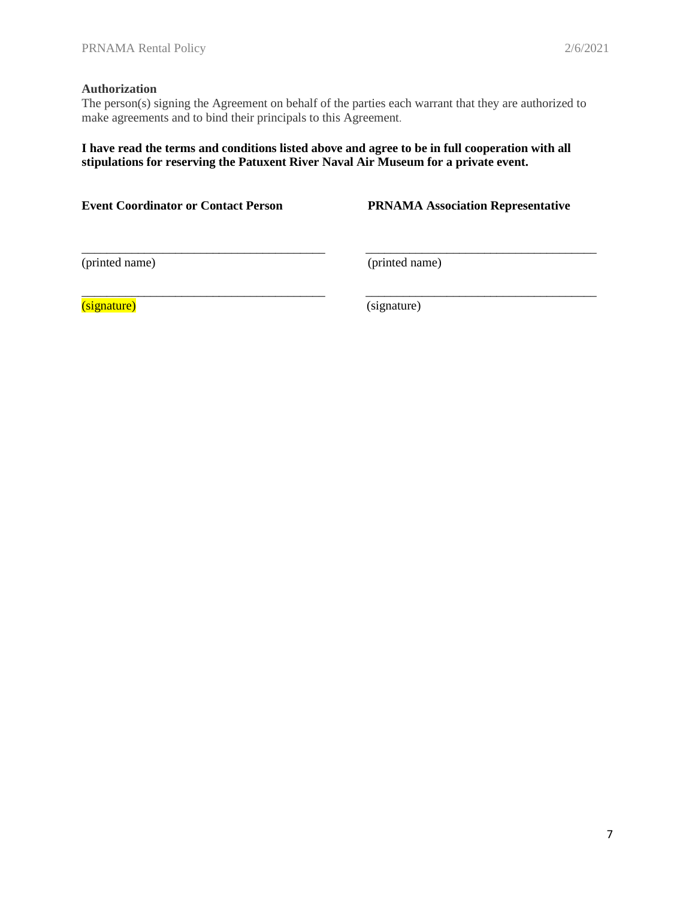**Authorization**

The person(s) signing the Agreement on behalf of the parties each warrant that they are authorized to make agreements and to bind their principals to this Agreement.

**I have read the terms and conditions listed above and agree to be in full cooperation with all stipulations for reserving the Patuxent River Naval Air Museum for a private event.**

| **Event Coordinator or Contact Person** | **PRNAMA Association Representative** |
|---|---|
| ______________________________________ | ______________________________________ |
| (printed name) | (printed name) |
| ______________________________________ | ______________________________________ |
| (signature) | (signature) |